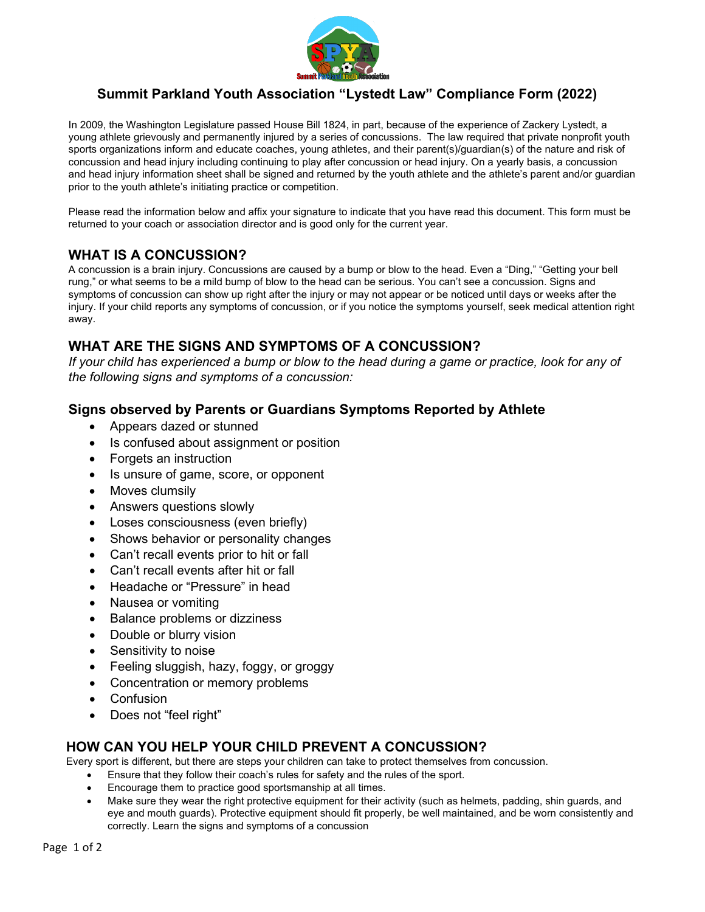# Summit Parkland Youth Association "Lystedt Law" Compliance Form (2022)

In 2009, the Washington Legislature passed House Bill 1824, in part, because of the experience of Zackery Lystedt, a young athlete grievously and permanently injured by a series of concussions. The law required that private nonprofit youth sports organizations inform and educate coaches, young athletes, and their parent(s)/guardian(s) of the nature and risk of concussion and head injury including continuing to play after concussion or head injury. On a yearly basis, a concussion and head injury information sheet shall be signed and returned by the youth athlete and the athlete's parent and/or guardian prior to the youth athlete's initiating practice or competition.

Please read the information below and affix your signature to indicate that you have read this document. This form must be returned to your coach or association director and is good only for the current year.

## WHAT IS A CONCUSSION?

A concussion is a brain injury. Concussions are caused by a bump or blow to the head. Even a "Ding," "Getting your bell rung," or what seems to be a mild bump of blow to the head can be serious. You can't see a concussion. Signs and symptoms of concussion can show up right after the injury or may not appear or be noticed until days or weeks after the injury. If your child reports any symptoms of concussion, or if you notice the symptoms yourself, seek medical attention right away.

## WHAT ARE THE SIGNS AND SYMPTOMS OF A CONCUSSION?

*If your child has experienced a bump or blow to the head during a game or practice, look for any of the following signs and symptoms of a concussion:*

### Signs observed by Parents or Guardians Symptoms Reported by Athlete

- Appears dazed or stunned
- Is confused about assignment or position
- Forgets an instruction
- Is unsure of game, score, or opponent
- Moves clumsily
- Answers questions slowly
- Loses consciousness (even briefly)
- Shows behavior or personality changes
- Can't recall events prior to hit or fall
- Can't recall events after hit or fall
- Headache or "Pressure" in head
- Nausea or vomiting
- Balance problems or dizziness
- Double or blurry vision
- Sensitivity to noise
- Feeling sluggish, hazy, foggy, or groggy
- Concentration or memory problems
- Confusion
- Does not "feel right"

## HOW CAN YOU HELP YOUR CHILD PREVENT A CONCUSSION?

Every sport is different, but there are steps your children can take to protect themselves from concussion.

- Ensure that they follow their coach's rules for safety and the rules of the sport.
- Encourage them to practice good sportsmanship at all times.
- Make sure they wear the right protective equipment for their activity (such as helmets, padding, shin guards, and eye and mouth guards). Protective equipment should fit properly, be well maintained, and be worn consistently and correctly. Learn the signs and symptoms of a concussion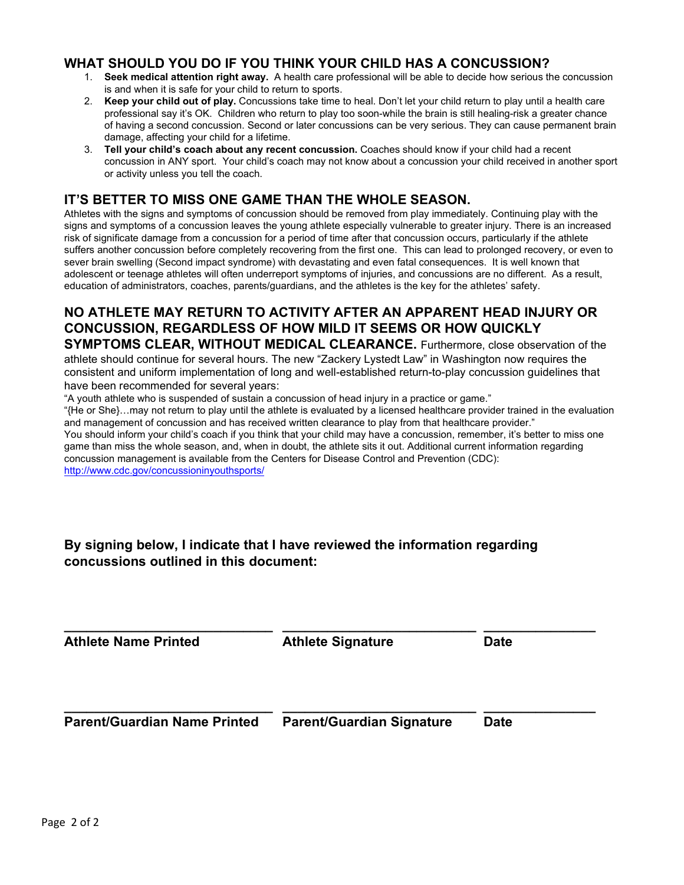## WHAT SHOULD YOU DO IF YOU THINK YOUR CHILD HAS A CONCUSSION?

1. **Seek medical attention right away.** A health care professional will be able to decide how serious the concussion is and when it is safe for your child to return to sports.
2. **Keep your child out of play.** Concussions take time to heal. Don't let your child return to play until a health care professional say it's OK. Children who return to play too soon-while the brain is still healing-risk a greater chance of having a second concussion. Second or later concussions can be very serious. They can cause permanent brain damage, affecting your child for a lifetime.
3. **Tell your child's coach about any recent concussion.** Coaches should know if your child had a recent concussion in ANY sport. Your child's coach may not know about a concussion your child received in another sport or activity unless you tell the coach.

## IT'S BETTER TO MISS ONE GAME THAN THE WHOLE SEASON.

Athletes with the signs and symptoms of concussion should be removed from play immediately. Continuing play with the signs and symptoms of a concussion leaves the young athlete especially vulnerable to greater injury. There is an increased risk of significate damage from a concussion for a period of time after that concussion occurs, particularly if the athlete suffers another concussion before completely recovering from the first one. This can lead to prolonged recovery, or even to sever brain swelling (Second impact syndrome) with devastating and even fatal consequences. It is well known that adolescent or teenage athletes will often underreport symptoms of injuries, and concussions are no different. As a result, education of administrators, coaches, parents/guardians, and the athletes is the key for the athletes' safety.

**NO ATHLETE MAY RETURN TO ACTIVITY AFTER AN APPARENT HEAD INJURY OR CONCUSSION, REGARDLESS OF HOW MILD IT SEEMS OR HOW QUICKLY SYMPTOMS CLEAR, WITHOUT MEDICAL CLEARANCE.** Furthermore, close observation of the athlete should continue for several hours. The new "Zackery Lystedt Law" in Washington now requires the consistent and uniform implementation of long and well-established return-to-play concussion guidelines that have been recommended for several years:

"A youth athlete who is suspended of sustain a concussion of head injury in a practice or game."

"{He or She}…may not return to play until the athlete is evaluated by a licensed healthcare provider trained in the evaluation and management of concussion and has received written clearance to play from that healthcare provider."

You should inform your child's coach if you think that your child may have a concussion, remember, it's better to miss one game than miss the whole season, and, when in doubt, the athlete sits it out. Additional current information regarding concussion management is available from the Centers for Disease Control and Prevention (CDC): http://www.cdc.gov/concussioninyouthsports/

**By signing below, I indicate that I have reviewed the information regarding concussions outlined in this document:**

| ____________________________ | ____________________________ | ________________ |
|---|---|---|
| **Athlete Name Printed** | **Athlete Signature** | **Date** |

| ____________________________ | ____________________________ | ________________ |
|---|---|---|
| **Parent/Guardian Name Printed** | **Parent/Guardian Signature** | **Date** |